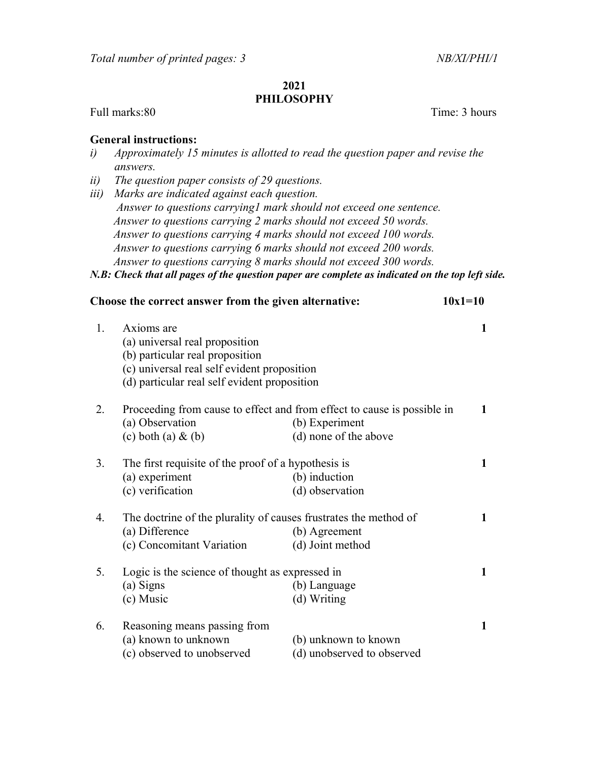*Total number of printed pages: 3* *NB/XI/PHI/1*

**2021**

**PHILOSOPHY**

Full marks:80 Time: 3 hours

**General instructions:**

*i) Approximately 15 minutes is allotted to read the question paper and revise the answers.*

*ii) The question paper consists of 29 questions.*

*iii) Marks are indicated against each question.*

*Answer to questions carrying1 mark should not exceed one sentence.*

*Answer to questions carrying 2 marks should not exceed 50 words.*

*Answer to questions carrying 4 marks should not exceed 100 words.*

*Answer to questions carrying 6 marks should not exceed 200 words.*

*Answer to questions carrying 8 marks should not exceed 300 words.*

***N.B: Check that all pages of the question paper are complete as indicated on the top left side.***

**Choose the correct answer from the given alternative: 10x1=10**

1. Axioms are **1**
   (a) universal real proposition
   (b) particular real proposition
   (c) universal real self evident proposition
   (d) particular real self evident proposition

2. Proceeding from cause to effect and from effect to cause is possible in **1**
   (a) Observation (b) Experiment
   (c) both (a) & (b) (d) none of the above

3. The first requisite of the proof of a hypothesis is **1**
   (a) experiment (b) induction
   (c) verification (d) observation

4. The doctrine of the plurality of causes frustrates the method of **1**
   (a) Difference (b) Agreement
   (c) Concomitant Variation (d) Joint method

5. Logic is the science of thought as expressed in **1**
   (a) Signs (b) Language
   (c) Music (d) Writing

6. Reasoning means passing from **1**
   (a) known to unknown (b) unknown to known
   (c) observed to unobserved (d) unobserved to observed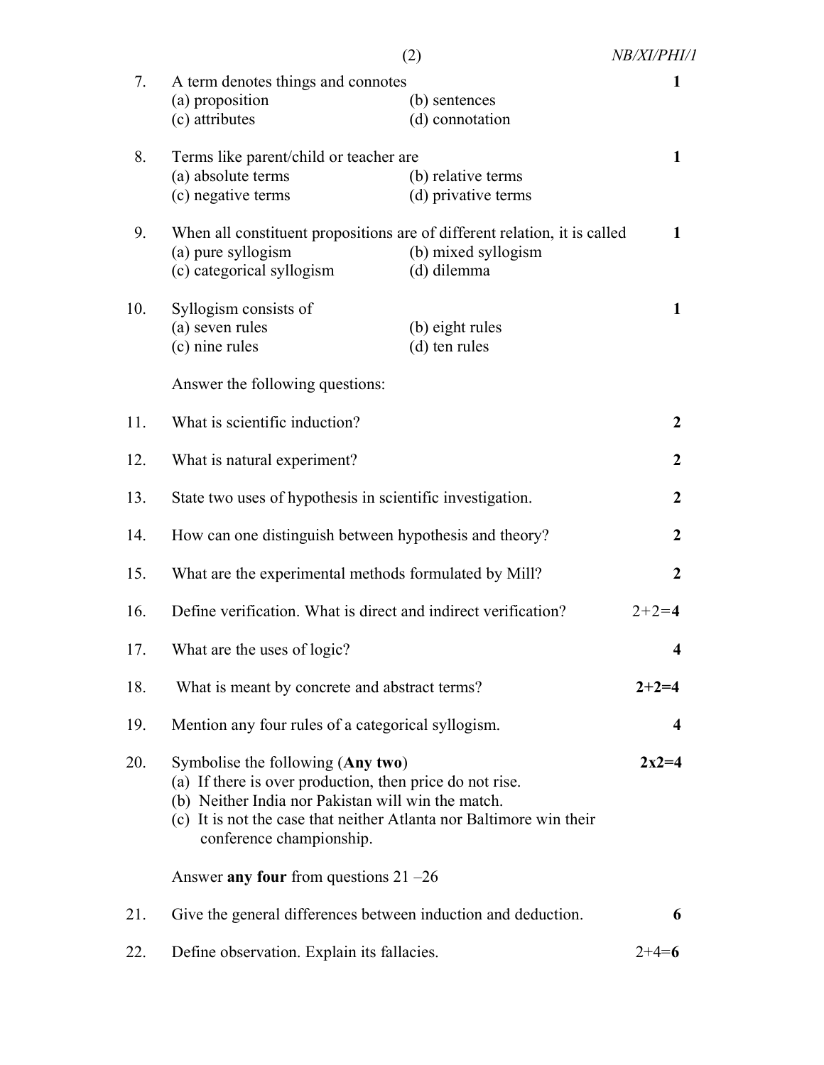7. A term denotes things and connotes **1**

   (a) proposition (b) sentences
   (c) attributes (d) connotation

8. Terms like parent/child or teacher are **1**

   (a) absolute terms (b) relative terms
   (c) negative terms (d) privative terms

9. When all constituent propositions are of different relation, it is called **1**

   (a) pure syllogism (b) mixed syllogism
   (c) categorical syllogism (d) dilemma

10. Syllogism consists of **1**

    (a) seven rules (b) eight rules
    (c) nine rules (d) ten rules

Answer the following questions:

11. What is scientific induction? **2**

12. What is natural experiment? **2**

13. State two uses of hypothesis in scientific investigation. **2**

14. How can one distinguish between hypothesis and theory? **2**

15. What are the experimental methods formulated by Mill? **2**

16. Define verification. What is direct and indirect verification? 2+2=**4**

17. What are the uses of logic? **4**

18. What is meant by concrete and abstract terms? **2+2=4**

19. Mention any four rules of a categorical syllogism. **4**

20. Symbolise the following (**Any two**) **2x2=4**

    (a) If there is over production, then price do not rise.
    (b) Neither India nor Pakistan will win the match.
    (c) It is not the case that neither Atlanta nor Baltimore win their conference championship.

Answer **any four** from questions 21 –26

21. Give the general differences between induction and deduction. **6**

22. Define observation. Explain its fallacies. 2+4=**6**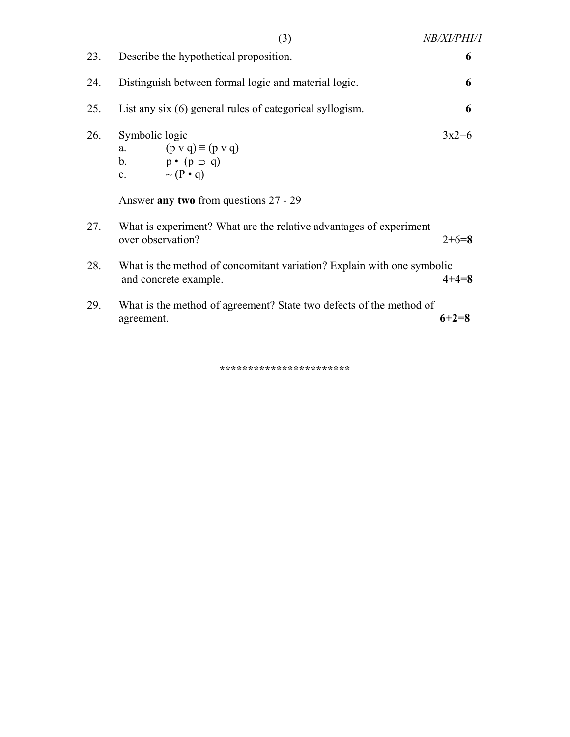23. Describe the hypothetical proposition. **6**

24. Distinguish between formal logic and material logic. **6**

25. List any six (6) general rules of categorical syllogism. **6**

26. Symbolic logic 3x2=6

    a. $(p \vee q) \equiv (p \vee q)$

    b. $p \bullet (p \supset q)$

    c. $\sim (P \bullet q)$

Answer **any two** from questions 27 - 29

27. What is experiment? What are the relative advantages of experiment over observation? 2+6=**8**

28. What is the method of concomitant variation? Explain with one symbolic and concrete example. **4+4=8**

29. What is the method of agreement? State two defects of the method of agreement. **6+2=8**

**********************